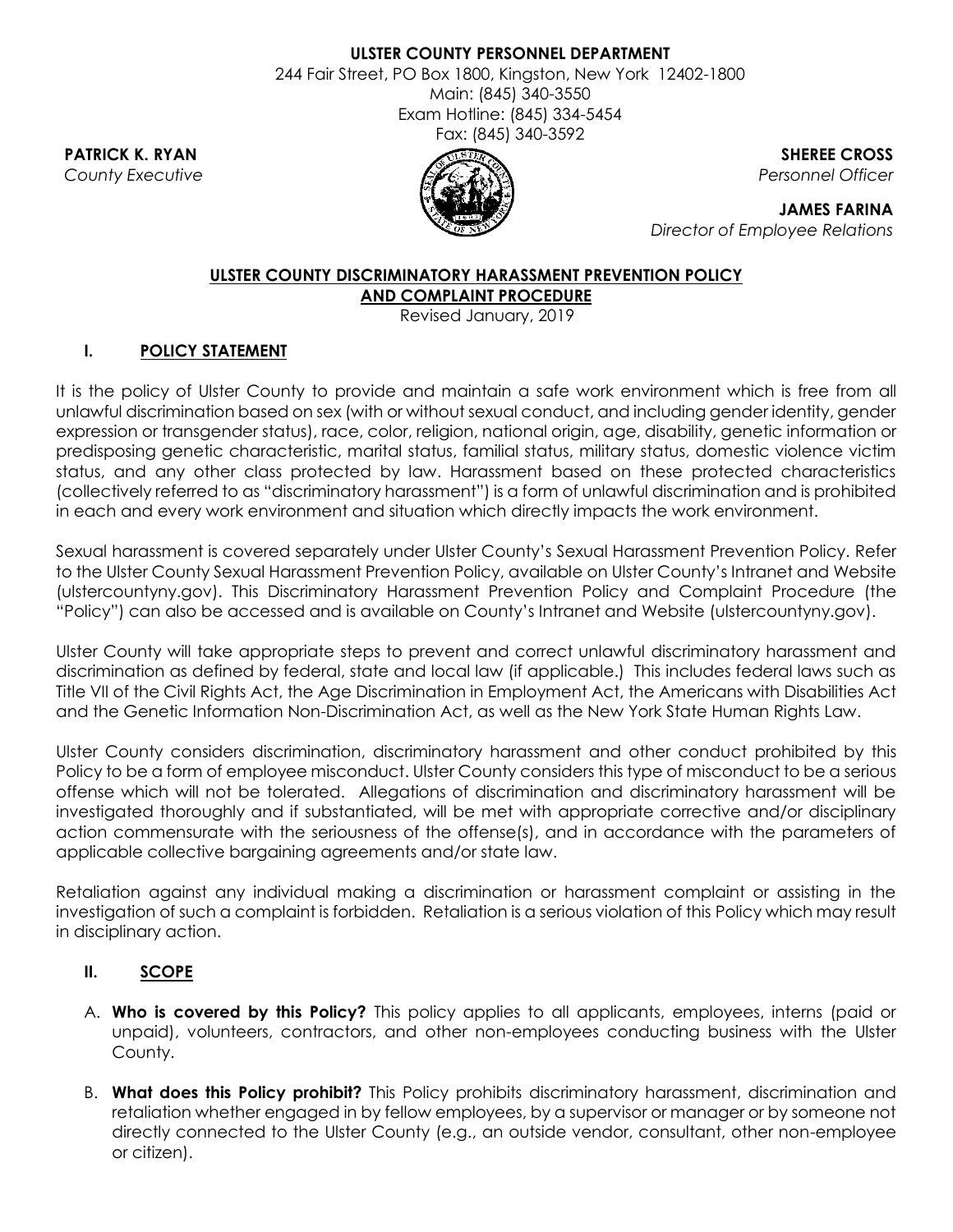**ULSTER COUNTY PERSONNEL DEPARTMENT**
244 Fair Street, PO Box 1800, Kingston, New York 12402-1800
Main: (845) 340-3550
Exam Hotline: (845) 334-5454
Fax: (845) 340-3592

**PATRICK K. RYAN**
*County Executive*

**SHEREE CROSS**
*Personnel Officer*

**JAMES FARINA**
*Director of Employee Relations*

# ULSTER COUNTY DISCRIMINATORY HARASSMENT PREVENTION POLICY AND COMPLAINT PROCEDURE

Revised January, 2019

## I. POLICY STATEMENT

It is the policy of Ulster County to provide and maintain a safe work environment which is free from all unlawful discrimination based on sex (with or without sexual conduct, and including gender identity, gender expression or transgender status), race, color, religion, national origin, age, disability, genetic information or predisposing genetic characteristic, marital status, familial status, military status, domestic violence victim status, and any other class protected by law. Harassment based on these protected characteristics (collectively referred to as "discriminatory harassment") is a form of unlawful discrimination and is prohibited in each and every work environment and situation which directly impacts the work environment.

Sexual harassment is covered separately under Ulster County's Sexual Harassment Prevention Policy. Refer to the Ulster County Sexual Harassment Prevention Policy, available on Ulster County's Intranet and Website (ulstercountyny.gov). This Discriminatory Harassment Prevention Policy and Complaint Procedure (the "Policy") can also be accessed and is available on County's Intranet and Website (ulstercountyny.gov).

Ulster County will take appropriate steps to prevent and correct unlawful discriminatory harassment and discrimination as defined by federal, state and local law (if applicable.) This includes federal laws such as Title VII of the Civil Rights Act, the Age Discrimination in Employment Act, the Americans with Disabilities Act and the Genetic Information Non-Discrimination Act, as well as the New York State Human Rights Law.

Ulster County considers discrimination, discriminatory harassment and other conduct prohibited by this Policy to be a form of employee misconduct. Ulster County considers this type of misconduct to be a serious offense which will not be tolerated. Allegations of discrimination and discriminatory harassment will be investigated thoroughly and if substantiated, will be met with appropriate corrective and/or disciplinary action commensurate with the seriousness of the offense(s), and in accordance with the parameters of applicable collective bargaining agreements and/or state law.

Retaliation against any individual making a discrimination or harassment complaint or assisting in the investigation of such a complaint is forbidden. Retaliation is a serious violation of this Policy which may result in disciplinary action.

## II. SCOPE

A. **Who is covered by this Policy?** This policy applies to all applicants, employees, interns (paid or unpaid), volunteers, contractors, and other non-employees conducting business with the Ulster County.

B. **What does this Policy prohibit?** This Policy prohibits discriminatory harassment, discrimination and retaliation whether engaged in by fellow employees, by a supervisor or manager or by someone not directly connected to the Ulster County (e.g., an outside vendor, consultant, other non-employee or citizen).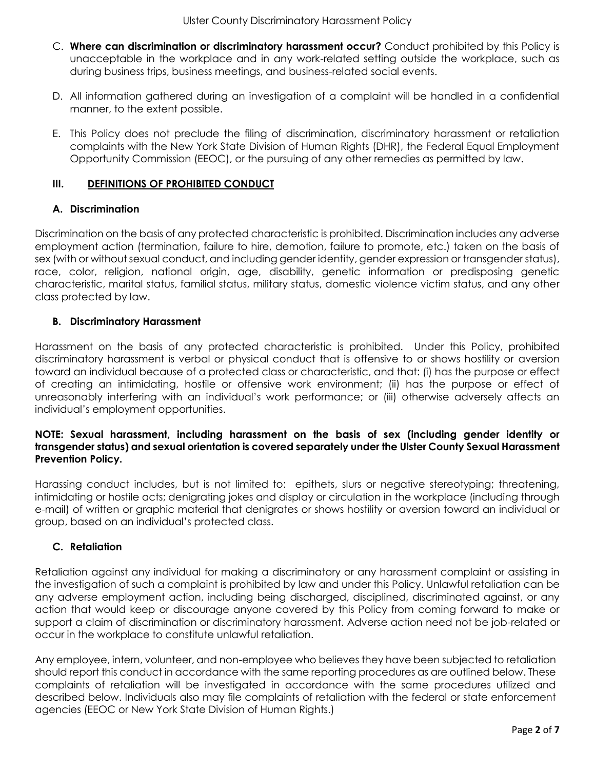C. **Where can discrimination or discriminatory harassment occur?** Conduct prohibited by this Policy is unacceptable in the workplace and in any work-related setting outside the workplace, such as during business trips, business meetings, and business-related social events.

D. All information gathered during an investigation of a complaint will be handled in a confidential manner, to the extent possible.

E. This Policy does not preclude the filing of discrimination, discriminatory harassment or retaliation complaints with the New York State Division of Human Rights (DHR), the Federal Equal Employment Opportunity Commission (EEOC), or the pursuing of any other remedies as permitted by law.

## III. DEFINITIONS OF PROHIBITED CONDUCT

### A. Discrimination

Discrimination on the basis of any protected characteristic is prohibited. Discrimination includes any adverse employment action (termination, failure to hire, demotion, failure to promote, etc.) taken on the basis of sex (with or without sexual conduct, and including gender identity, gender expression or transgender status), race, color, religion, national origin, age, disability, genetic information or predisposing genetic characteristic, marital status, familial status, military status, domestic violence victim status, and any other class protected by law.

### B. Discriminatory Harassment

Harassment on the basis of any protected characteristic is prohibited. Under this Policy, prohibited discriminatory harassment is verbal or physical conduct that is offensive to or shows hostility or aversion toward an individual because of a protected class or characteristic, and that: (i) has the purpose or effect of creating an intimidating, hostile or offensive work environment; (ii) has the purpose or effect of unreasonably interfering with an individual's work performance; or (iii) otherwise adversely affects an individual's employment opportunities.

**NOTE: Sexual harassment, including harassment on the basis of sex (including gender identity or transgender status) and sexual orientation is covered separately under the Ulster County Sexual Harassment Prevention Policy.**

Harassing conduct includes, but is not limited to: epithets, slurs or negative stereotyping; threatening, intimidating or hostile acts; denigrating jokes and display or circulation in the workplace (including through e-mail) of written or graphic material that denigrates or shows hostility or aversion toward an individual or group, based on an individual's protected class.

### C. Retaliation

Retaliation against any individual for making a discriminatory or any harassment complaint or assisting in the investigation of such a complaint is prohibited by law and under this Policy. Unlawful retaliation can be any adverse employment action, including being discharged, disciplined, discriminated against, or any action that would keep or discourage anyone covered by this Policy from coming forward to make or support a claim of discrimination or discriminatory harassment. Adverse action need not be job-related or occur in the workplace to constitute unlawful retaliation.

Any employee, intern, volunteer, and non-employee who believes they have been subjected to retaliation should report this conduct in accordance with the same reporting procedures as are outlined below. These complaints of retaliation will be investigated in accordance with the same procedures utilized and described below. Individuals also may file complaints of retaliation with the federal or state enforcement agencies (EEOC or New York State Division of Human Rights.)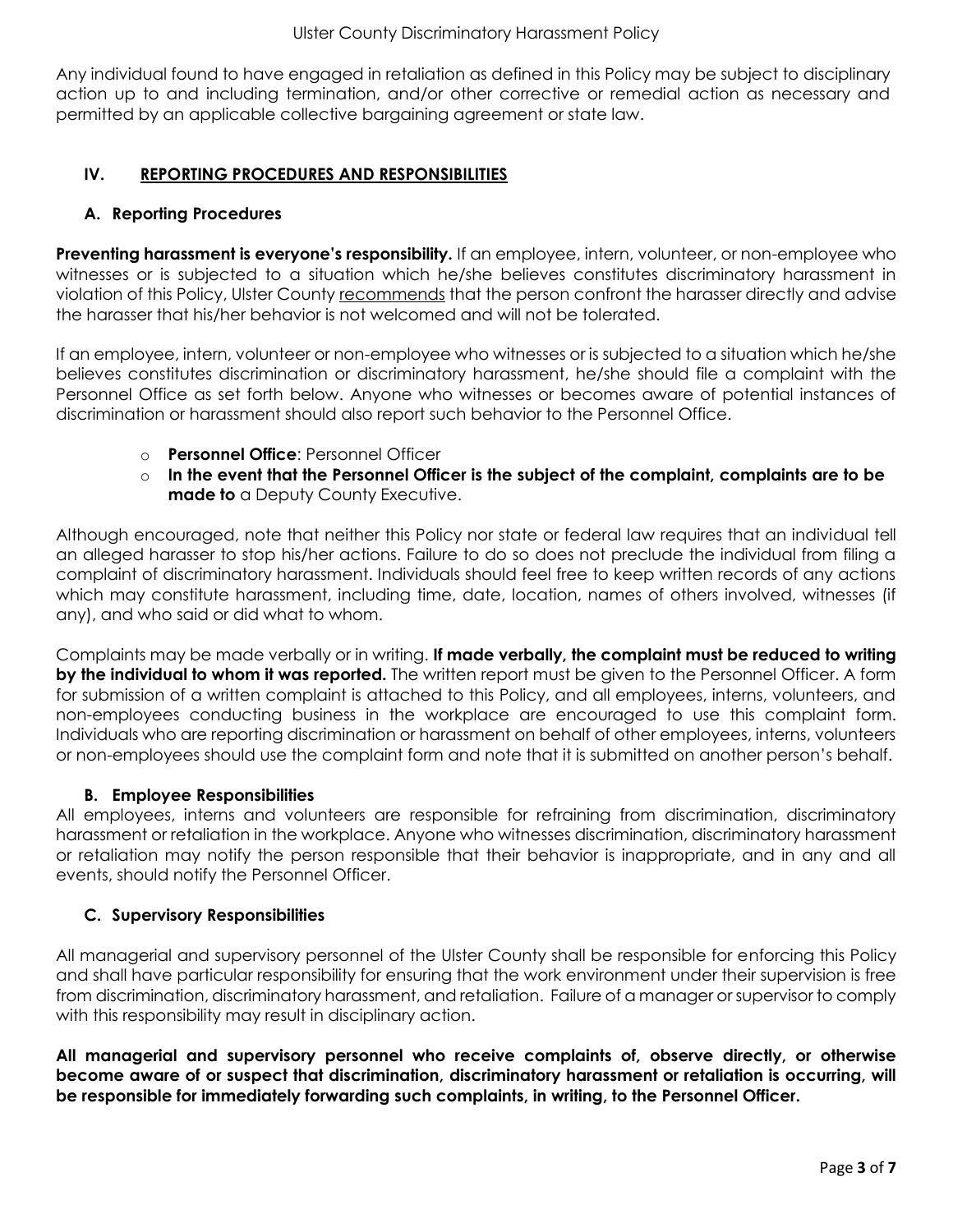Any individual found to have engaged in retaliation as defined in this Policy may be subject to disciplinary action up to and including termination, and/or other corrective or remedial action as necessary and permitted by an applicable collective bargaining agreement or state law.

## IV. REPORTING PROCEDURES AND RESPONSIBILITIES

### A. Reporting Procedures

**Preventing harassment is everyone's responsibility.** If an employee, intern, volunteer, or non-employee who witnesses or is subjected to a situation which he/she believes constitutes discriminatory harassment in violation of this Policy, Ulster County recommends that the person confront the harasser directly and advise the harasser that his/her behavior is not welcomed and will not be tolerated.

If an employee, intern, volunteer or non-employee who witnesses or is subjected to a situation which he/she believes constitutes discrimination or discriminatory harassment, he/she should file a complaint with the Personnel Office as set forth below. Anyone who witnesses or becomes aware of potential instances of discrimination or harassment should also report such behavior to the Personnel Office.

- **Personnel Office**: Personnel Officer
- **In the event that the Personnel Officer is the subject of the complaint, complaints are to be made to** a Deputy County Executive.

Although encouraged, note that neither this Policy nor state or federal law requires that an individual tell an alleged harasser to stop his/her actions. Failure to do so does not preclude the individual from filing a complaint of discriminatory harassment. Individuals should feel free to keep written records of any actions which may constitute harassment, including time, date, location, names of others involved, witnesses (if any), and who said or did what to whom.

Complaints may be made verbally or in writing. **If made verbally, the complaint must be reduced to writing by the individual to whom it was reported.** The written report must be given to the Personnel Officer. A form for submission of a written complaint is attached to this Policy, and all employees, interns, volunteers, and non-employees conducting business in the workplace are encouraged to use this complaint form. Individuals who are reporting discrimination or harassment on behalf of other employees, interns, volunteers or non-employees should use the complaint form and note that it is submitted on another person's behalf.

### B. Employee Responsibilities

All employees, interns and volunteers are responsible for refraining from discrimination, discriminatory harassment or retaliation in the workplace. Anyone who witnesses discrimination, discriminatory harassment or retaliation may notify the person responsible that their behavior is inappropriate, and in any and all events, should notify the Personnel Officer.

### C. Supervisory Responsibilities

All managerial and supervisory personnel of the Ulster County shall be responsible for enforcing this Policy and shall have particular responsibility for ensuring that the work environment under their supervision is free from discrimination, discriminatory harassment, and retaliation. Failure of a manager or supervisor to comply with this responsibility may result in disciplinary action.

**All managerial and supervisory personnel who receive complaints of, observe directly, or otherwise become aware of or suspect that discrimination, discriminatory harassment or retaliation is occurring, will be responsible for immediately forwarding such complaints, in writing, to the Personnel Officer.**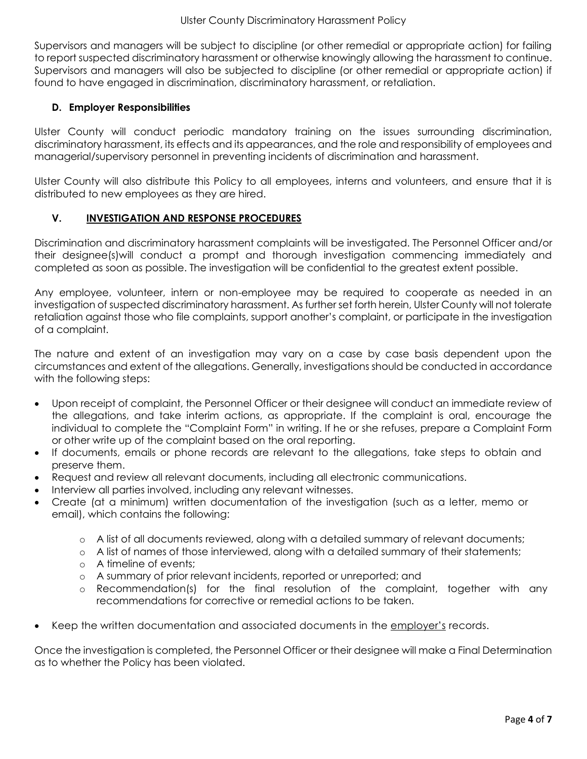Supervisors and managers will be subject to discipline (or other remedial or appropriate action) for failing to report suspected discriminatory harassment or otherwise knowingly allowing the harassment to continue. Supervisors and managers will also be subjected to discipline (or other remedial or appropriate action) if found to have engaged in discrimination, discriminatory harassment, or retaliation.

### D. Employer Responsibilities

Ulster County will conduct periodic mandatory training on the issues surrounding discrimination, discriminatory harassment, its effects and its appearances, and the role and responsibility of employees and managerial/supervisory personnel in preventing incidents of discrimination and harassment.

Ulster County will also distribute this Policy to all employees, interns and volunteers, and ensure that it is distributed to new employees as they are hired.

## V. INVESTIGATION AND RESPONSE PROCEDURES

Discrimination and discriminatory harassment complaints will be investigated. The Personnel Officer and/or their designee(s)will conduct a prompt and thorough investigation commencing immediately and completed as soon as possible. The investigation will be confidential to the greatest extent possible.

Any employee, volunteer, intern or non-employee may be required to cooperate as needed in an investigation of suspected discriminatory harassment. As further set forth herein, Ulster County will not tolerate retaliation against those who file complaints, support another's complaint, or participate in the investigation of a complaint.

The nature and extent of an investigation may vary on a case by case basis dependent upon the circumstances and extent of the allegations. Generally, investigations should be conducted in accordance with the following steps:

- Upon receipt of complaint, the Personnel Officer or their designee will conduct an immediate review of the allegations, and take interim actions, as appropriate. If the complaint is oral, encourage the individual to complete the "Complaint Form" in writing. If he or she refuses, prepare a Complaint Form or other write up of the complaint based on the oral reporting.
- If documents, emails or phone records are relevant to the allegations, take steps to obtain and preserve them.
- Request and review all relevant documents, including all electronic communications.
- Interview all parties involved, including any relevant witnesses.
- Create (at a minimum) written documentation of the investigation (such as a letter, memo or email), which contains the following:
  - A list of all documents reviewed, along with a detailed summary of relevant documents;
  - A list of names of those interviewed, along with a detailed summary of their statements;
  - A timeline of events;
  - A summary of prior relevant incidents, reported or unreported; and
  - Recommendation(s) for the final resolution of the complaint, together with any recommendations for corrective or remedial actions to be taken.
- Keep the written documentation and associated documents in the employer's records.

Once the investigation is completed, the Personnel Officer or their designee will make a Final Determination as to whether the Policy has been violated.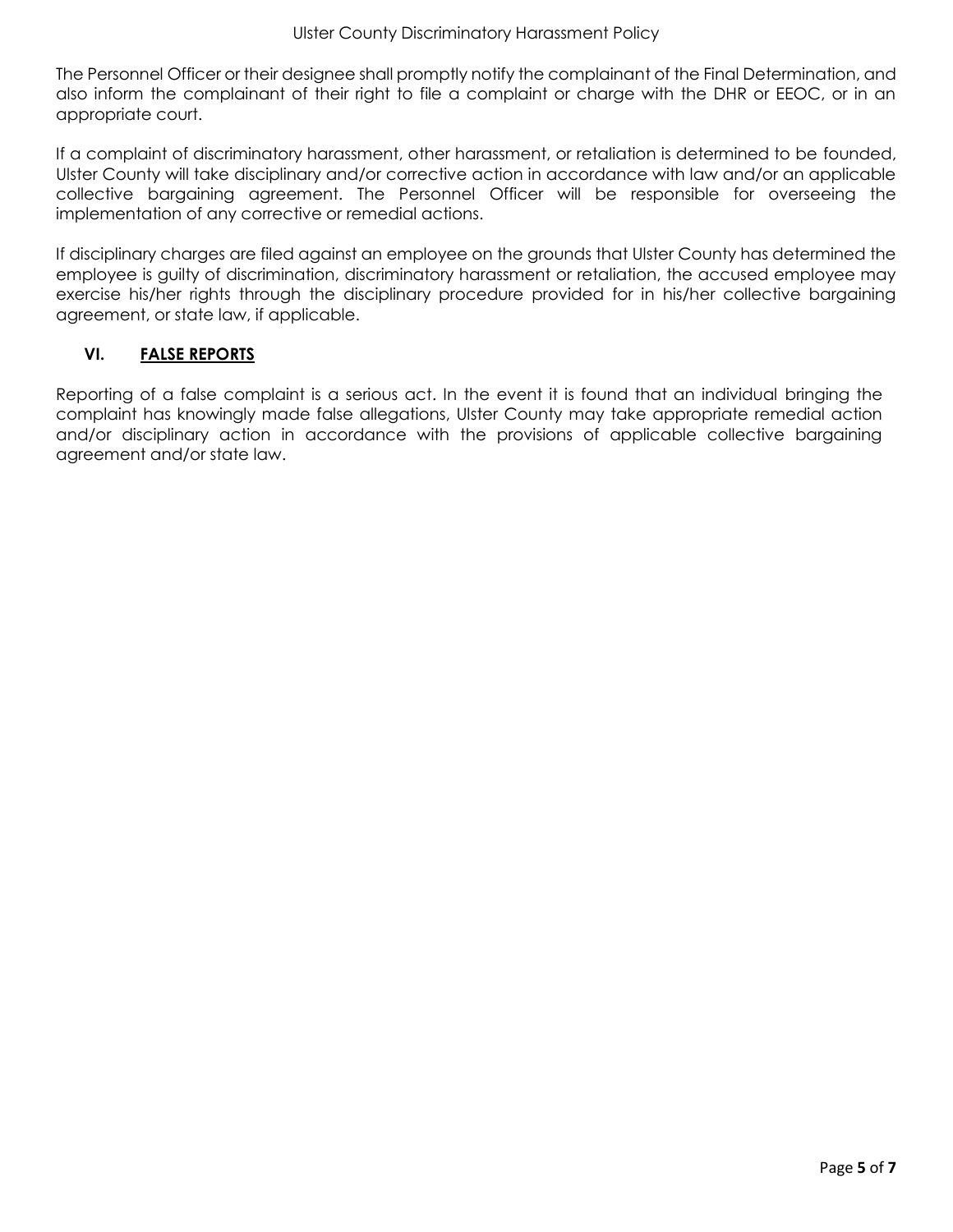The Personnel Officer or their designee shall promptly notify the complainant of the Final Determination, and also inform the complainant of their right to file a complaint or charge with the DHR or EEOC, or in an appropriate court.

If a complaint of discriminatory harassment, other harassment, or retaliation is determined to be founded, Ulster County will take disciplinary and/or corrective action in accordance with law and/or an applicable collective bargaining agreement. The Personnel Officer will be responsible for overseeing the implementation of any corrective or remedial actions.

If disciplinary charges are filed against an employee on the grounds that Ulster County has determined the employee is guilty of discrimination, discriminatory harassment or retaliation, the accused employee may exercise his/her rights through the disciplinary procedure provided for in his/her collective bargaining agreement, or state law, if applicable.

## VI. FALSE REPORTS

Reporting of a false complaint is a serious act. In the event it is found that an individual bringing the complaint has knowingly made false allegations, Ulster County may take appropriate remedial action and/or disciplinary action in accordance with the provisions of applicable collective bargaining agreement and/or state law.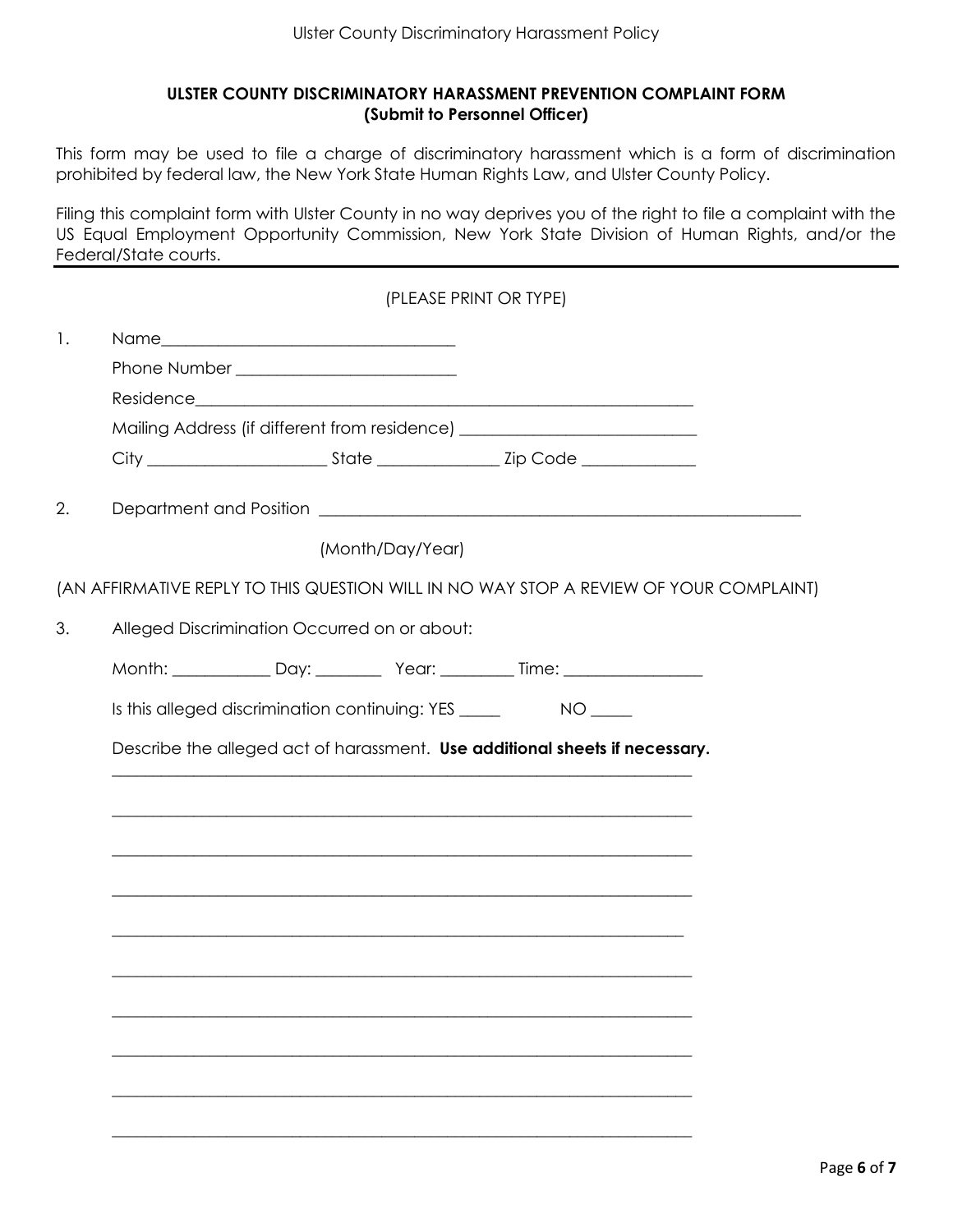**ULSTER COUNTY DISCRIMINATORY HARASSMENT PREVENTION COMPLAINT FORM**
**(Submit to Personnel Officer)**

This form may be used to file a charge of discriminatory harassment which is a form of discrimination prohibited by federal law, the New York State Human Rights Law, and Ulster County Policy.

Filing this complaint form with Ulster County in no way deprives you of the right to file a complaint with the US Equal Employment Opportunity Commission, New York State Division of Human Rights, and/or the Federal/State courts.

---

(PLEASE PRINT OR TYPE)

1. Name___________________________________

   Phone Number __________________________

   Residence____________________________________________________________

   Mailing Address (if different from residence) ___________________________

   City _____________________ State ______________ Zip Code _____________

2. Department and Position ___________________________________________________________

   (Month/Day/Year)

(AN AFFIRMATIVE REPLY TO THIS QUESTION WILL IN NO WAY STOP A REVIEW OF YOUR COMPLAINT)

3. Alleged Discrimination Occurred on or about:

   Month: ___________ Day: ________ Year: ________ Time: ________________

   Is this alleged discrimination continuing: YES _____ NO _____

   Describe the alleged act of harassment. **Use additional sheets if necessary.**

   ______________________________________________________________________

   ______________________________________________________________________

   ______________________________________________________________________

   ______________________________________________________________________

   ______________________________________________________________________

   ______________________________________________________________________

   ______________________________________________________________________

   ______________________________________________________________________

   ______________________________________________________________________

   ______________________________________________________________________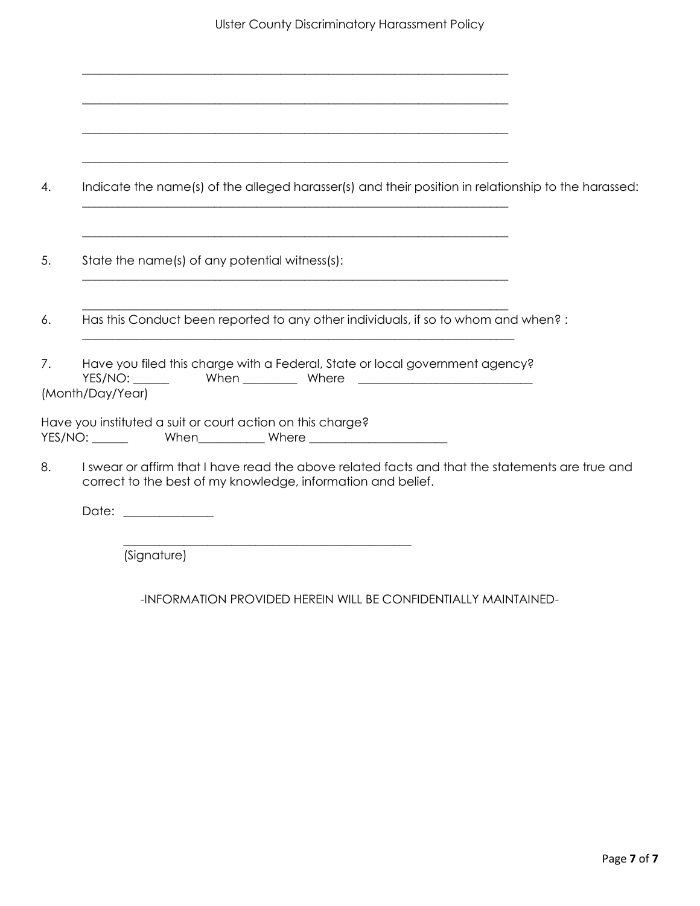\_\_\_\_\_\_\_\_\_\_\_\_\_\_\_\_\_\_\_\_\_\_\_\_\_\_\_\_\_\_\_\_\_\_\_\_\_\_\_\_\_\_\_\_\_\_\_\_\_\_\_\_\_\_\_\_\_\_\_\_\_\_\_\_\_\_\_\_

\_\_\_\_\_\_\_\_\_\_\_\_\_\_\_\_\_\_\_\_\_\_\_\_\_\_\_\_\_\_\_\_\_\_\_\_\_\_\_\_\_\_\_\_\_\_\_\_\_\_\_\_\_\_\_\_\_\_\_\_\_\_\_\_\_\_\_\_

\_\_\_\_\_\_\_\_\_\_\_\_\_\_\_\_\_\_\_\_\_\_\_\_\_\_\_\_\_\_\_\_\_\_\_\_\_\_\_\_\_\_\_\_\_\_\_\_\_\_\_\_\_\_\_\_\_\_\_\_\_\_\_\_\_\_\_\_

\_\_\_\_\_\_\_\_\_\_\_\_\_\_\_\_\_\_\_\_\_\_\_\_\_\_\_\_\_\_\_\_\_\_\_\_\_\_\_\_\_\_\_\_\_\_\_\_\_\_\_\_\_\_\_\_\_\_\_\_\_\_\_\_\_\_\_\_

4. Indicate the name(s) of the alleged harasser(s) and their position in relationship to the harassed:

   \_\_\_\_\_\_\_\_\_\_\_\_\_\_\_\_\_\_\_\_\_\_\_\_\_\_\_\_\_\_\_\_\_\_\_\_\_\_\_\_\_\_\_\_\_\_\_\_\_\_\_\_\_\_\_\_\_\_\_\_\_\_\_\_\_\_\_\_

   \_\_\_\_\_\_\_\_\_\_\_\_\_\_\_\_\_\_\_\_\_\_\_\_\_\_\_\_\_\_\_\_\_\_\_\_\_\_\_\_\_\_\_\_\_\_\_\_\_\_\_\_\_\_\_\_\_\_\_\_\_\_\_\_\_\_\_\_

5. State the name(s) of any potential witness(s):

   \_\_\_\_\_\_\_\_\_\_\_\_\_\_\_\_\_\_\_\_\_\_\_\_\_\_\_\_\_\_\_\_\_\_\_\_\_\_\_\_\_\_\_\_\_\_\_\_\_\_\_\_\_\_\_\_\_\_\_\_\_\_\_\_\_\_\_\_

   \_\_\_\_\_\_\_\_\_\_\_\_\_\_\_\_\_\_\_\_\_\_\_\_\_\_\_\_\_\_\_\_\_\_\_\_\_\_\_\_\_\_\_\_\_\_\_\_\_\_\_\_\_\_\_\_\_\_\_\_\_\_\_\_\_\_\_\_

6. Has this Conduct been reported to any other individuals, if so to whom and when? :

   \_\_\_\_\_\_\_\_\_\_\_\_\_\_\_\_\_\_\_\_\_\_\_\_\_\_\_\_\_\_\_\_\_\_\_\_\_\_\_\_\_\_\_\_\_\_\_\_\_\_\_\_\_\_\_\_\_\_\_\_\_\_\_\_\_\_\_\_

7. Have you filed this charge with a Federal, State or local government agency?
   YES/NO: \_\_\_\_\_\_ When \_\_\_\_\_\_\_\_\_ Where \_\_\_\_\_\_\_\_\_\_\_\_\_\_\_\_\_\_\_\_\_\_\_\_\_\_\_\_\_\_
(Month/Day/Year)

Have you instituted a suit or court action on this charge?
YES/NO: \_\_\_\_\_\_ When\_\_\_\_\_\_\_\_\_\_\_ Where \_\_\_\_\_\_\_\_\_\_\_\_\_\_\_\_\_\_\_\_\_\_\_

8. I swear or affirm that I have read the above related facts and that the statements are true and correct to the best of my knowledge, information and belief.

   Date: \_\_\_\_\_\_\_\_\_\_\_\_\_\_\_

   \_\_\_\_\_\_\_\_\_\_\_\_\_\_\_\_\_\_\_\_\_\_\_\_\_\_\_\_\_\_\_\_\_\_\_\_\_\_\_\_\_\_\_\_\_\_\_\_
   (Signature)

-INFORMATION PROVIDED HEREIN WILL BE CONFIDENTIALLY MAINTAINED-